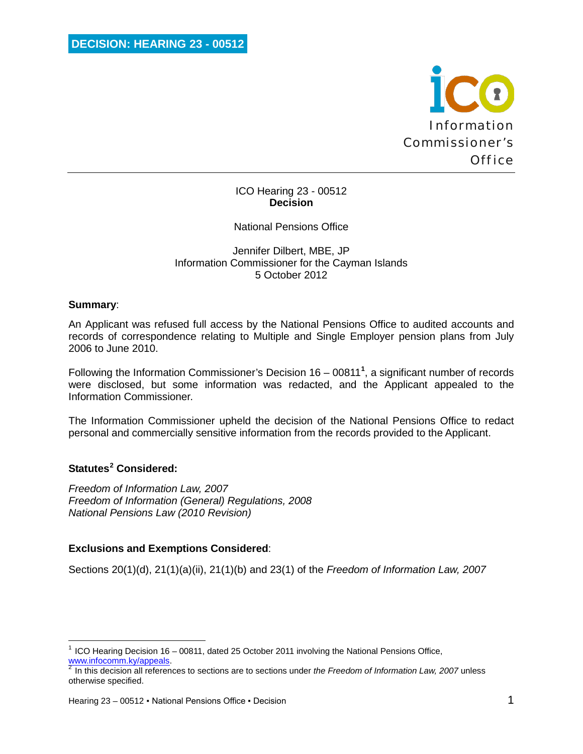**DECISION: HEARING 23 - 00512**

Information Commissioner's Office

ICO Hearing 23 - 00512
**Decision**

National Pensions Office

Jennifer Dilbert, MBE, JP
Information Commissioner for the Cayman Islands
5 October 2012

**Summary**:

An Applicant was refused full access by the National Pensions Office to audited accounts and records of correspondence relating to Multiple and Single Employer pension plans from July 2006 to June 2010.

Following the Information Commissioner's Decision 16 – 00811[1], a significant number of records were disclosed, but some information was redacted, and the Applicant appealed to the Information Commissioner.

The Information Commissioner upheld the decision of the National Pensions Office to redact personal and commercially sensitive information from the records provided to the Applicant.

**Statutes[2] Considered:**

*Freedom of Information Law, 2007*
*Freedom of Information (General) Regulations, 2008*
*National Pensions Law (2010 Revision)*

**Exclusions and Exemptions Considered**:

Sections 20(1)(d), 21(1)(a)(ii), 21(1)(b) and 23(1) of the *Freedom of Information Law, 2007*

---

[1] ICO Hearing Decision 16 – 00811, dated 25 October 2011 involving the National Pensions Office, www.infocomm.ky/appeals.

[2] In this decision all references to sections are to sections under *the Freedom of Information Law, 2007* unless otherwise specified.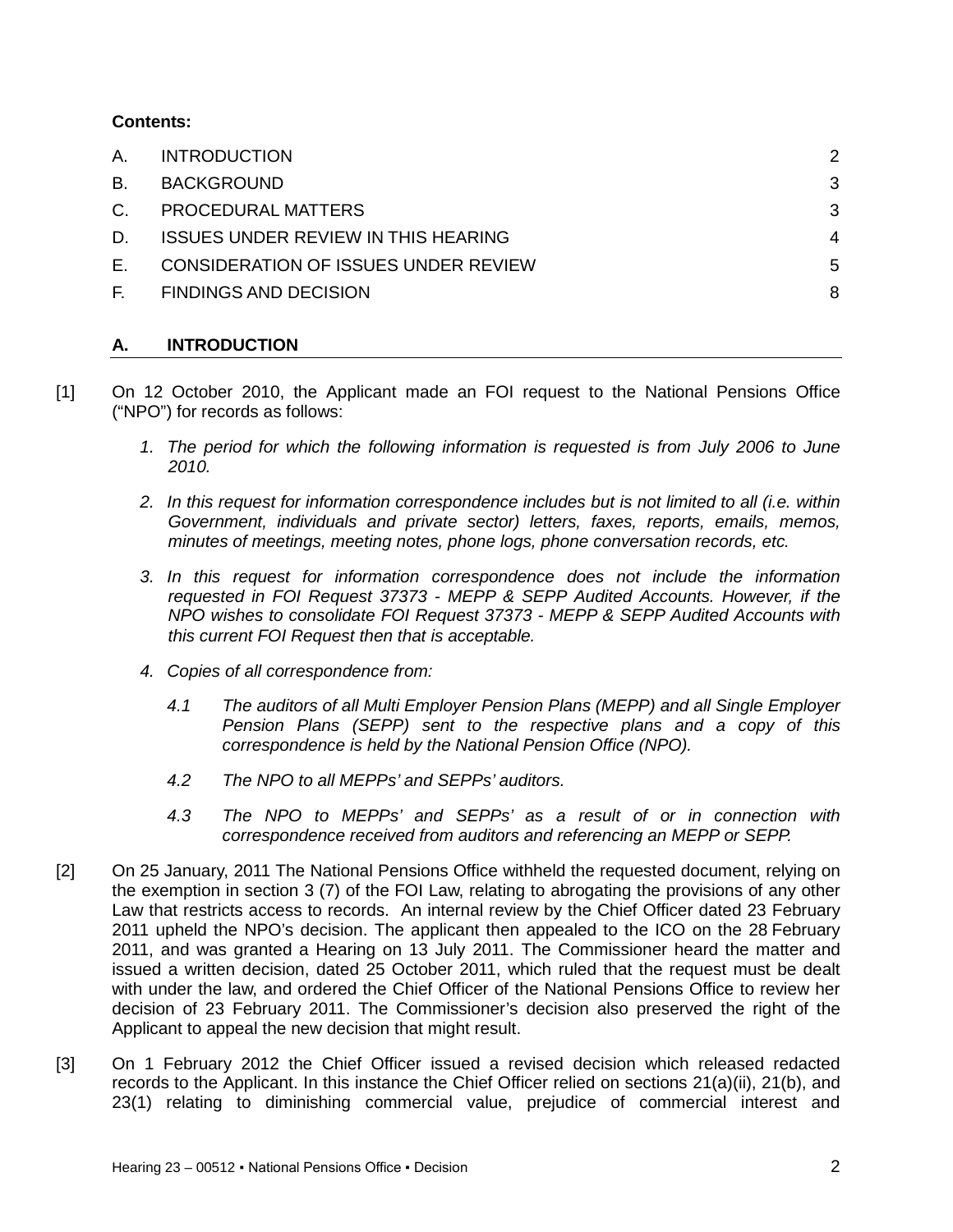**Contents:**

| | | |
|---|---|---|
| A. | INTRODUCTION | 2 |
| B. | BACKGROUND | 3 |
| C. | PROCEDURAL MATTERS | 3 |
| D. | ISSUES UNDER REVIEW IN THIS HEARING | 4 |
| E. | CONSIDERATION OF ISSUES UNDER REVIEW | 5 |
| F. | FINDINGS AND DECISION | 8 |

## A. INTRODUCTION

[1] On 12 October 2010, the Applicant made an FOI request to the National Pensions Office ("NPO") for records as follows:

1. *The period for which the following information is requested is from July 2006 to June 2010.*
2. *In this request for information correspondence includes but is not limited to all (i.e. within Government, individuals and private sector) letters, faxes, reports, emails, memos, minutes of meetings, meeting notes, phone logs, phone conversation records, etc.*
3. *In this request for information correspondence does not include the information requested in FOI Request 37373 - MEPP & SEPP Audited Accounts. However, if the NPO wishes to consolidate FOI Request 37373 - MEPP & SEPP Audited Accounts with this current FOI Request then that is acceptable.*
4. *Copies of all correspondence from:*
   - *4.1 The auditors of all Multi Employer Pension Plans (MEPP) and all Single Employer Pension Plans (SEPP) sent to the respective plans and a copy of this correspondence is held by the National Pension Office (NPO).*
   - *4.2 The NPO to all MEPPs' and SEPPs' auditors.*
   - *4.3 The NPO to MEPPs' and SEPPs' as a result of or in connection with correspondence received from auditors and referencing an MEPP or SEPP.*

[2] On 25 January, 2011 The National Pensions Office withheld the requested document, relying on the exemption in section 3 (7) of the FOI Law, relating to abrogating the provisions of any other Law that restricts access to records. An internal review by the Chief Officer dated 23 February 2011 upheld the NPO's decision. The applicant then appealed to the ICO on the 28 February 2011, and was granted a Hearing on 13 July 2011. The Commissioner heard the matter and issued a written decision, dated 25 October 2011, which ruled that the request must be dealt with under the law, and ordered the Chief Officer of the National Pensions Office to review her decision of 23 February 2011. The Commissioner's decision also preserved the right of the Applicant to appeal the new decision that might result.

[3] On 1 February 2012 the Chief Officer issued a revised decision which released redacted records to the Applicant. In this instance the Chief Officer relied on sections 21(a)(ii), 21(b), and 23(1) relating to diminishing commercial value, prejudice of commercial interest and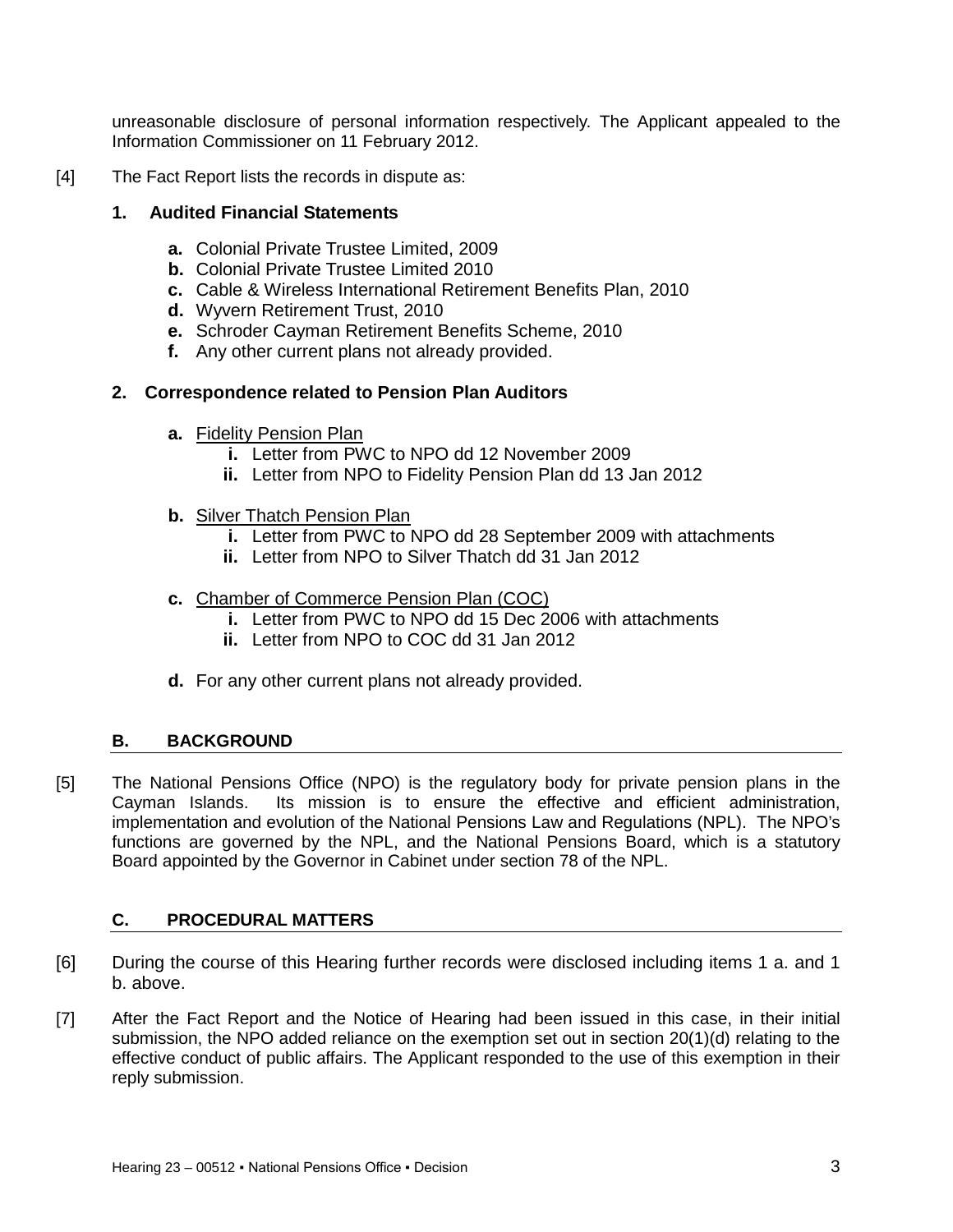unreasonable disclosure of personal information respectively. The Applicant appealed to the Information Commissioner on 11 February 2012.

[4] The Fact Report lists the records in dispute as:

**1. Audited Financial Statements**

- **a.** Colonial Private Trustee Limited, 2009
- **b.** Colonial Private Trustee Limited 2010
- **c.** Cable & Wireless International Retirement Benefits Plan, 2010
- **d.** Wyvern Retirement Trust, 2010
- **e.** Schroder Cayman Retirement Benefits Scheme, 2010
- **f.** Any other current plans not already provided.

**2. Correspondence related to Pension Plan Auditors**

- **a.** Fidelity Pension Plan
  - **i.** Letter from PWC to NPO dd 12 November 2009
  - **ii.** Letter from NPO to Fidelity Pension Plan dd 13 Jan 2012
- **b.** Silver Thatch Pension Plan
  - **i.** Letter from PWC to NPO dd 28 September 2009 with attachments
  - **ii.** Letter from NPO to Silver Thatch dd 31 Jan 2012
- **c.** Chamber of Commerce Pension Plan (COC)
  - **i.** Letter from PWC to NPO dd 15 Dec 2006 with attachments
  - **ii.** Letter from NPO to COC dd 31 Jan 2012
- **d.** For any other current plans not already provided.

## B. BACKGROUND

[5] The National Pensions Office (NPO) is the regulatory body for private pension plans in the Cayman Islands. Its mission is to ensure the effective and efficient administration, implementation and evolution of the National Pensions Law and Regulations (NPL). The NPO's functions are governed by the NPL, and the National Pensions Board, which is a statutory Board appointed by the Governor in Cabinet under section 78 of the NPL.

## C. PROCEDURAL MATTERS

[6] During the course of this Hearing further records were disclosed including items 1 a. and 1 b. above.

[7] After the Fact Report and the Notice of Hearing had been issued in this case, in their initial submission, the NPO added reliance on the exemption set out in section 20(1)(d) relating to the effective conduct of public affairs. The Applicant responded to the use of this exemption in their reply submission.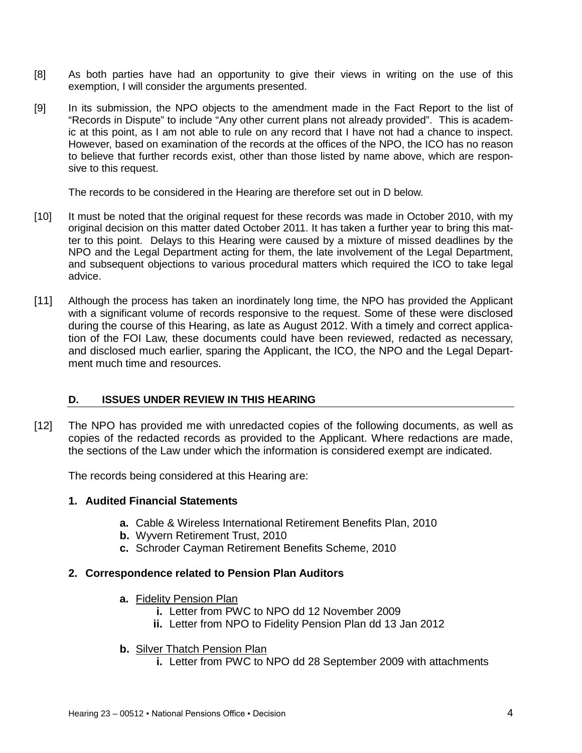[8] As both parties have had an opportunity to give their views in writing on the use of this exemption, I will consider the arguments presented.

[9] In its submission, the NPO objects to the amendment made in the Fact Report to the list of "Records in Dispute" to include "Any other current plans not already provided". This is academic at this point, as I am not able to rule on any record that I have not had a chance to inspect. However, based on examination of the records at the offices of the NPO, the ICO has no reason to believe that further records exist, other than those listed by name above, which are responsive to this request.

The records to be considered in the Hearing are therefore set out in D below.

[10] It must be noted that the original request for these records was made in October 2010, with my original decision on this matter dated October 2011. It has taken a further year to bring this matter to this point. Delays to this Hearing were caused by a mixture of missed deadlines by the NPO and the Legal Department acting for them, the late involvement of the Legal Department, and subsequent objections to various procedural matters which required the ICO to take legal advice.

[11] Although the process has taken an inordinately long time, the NPO has provided the Applicant with a significant volume of records responsive to the request. Some of these were disclosed during the course of this Hearing, as late as August 2012. With a timely and correct application of the FOI Law, these documents could have been reviewed, redacted as necessary, and disclosed much earlier, sparing the Applicant, the ICO, the NPO and the Legal Department much time and resources.

## D. ISSUES UNDER REVIEW IN THIS HEARING

[12] The NPO has provided me with unredacted copies of the following documents, as well as copies of the redacted records as provided to the Applicant. Where redactions are made, the sections of the Law under which the information is considered exempt are indicated.

The records being considered at this Hearing are:

**1. Audited Financial Statements**

- **a.** Cable & Wireless International Retirement Benefits Plan, 2010
- **b.** Wyvern Retirement Trust, 2010
- **c.** Schroder Cayman Retirement Benefits Scheme, 2010

**2. Correspondence related to Pension Plan Auditors**

- **a.** Fidelity Pension Plan
  - **i.** Letter from PWC to NPO dd 12 November 2009
  - **ii.** Letter from NPO to Fidelity Pension Plan dd 13 Jan 2012
- **b.** Silver Thatch Pension Plan
  - **i.** Letter from PWC to NPO dd 28 September 2009 with attachments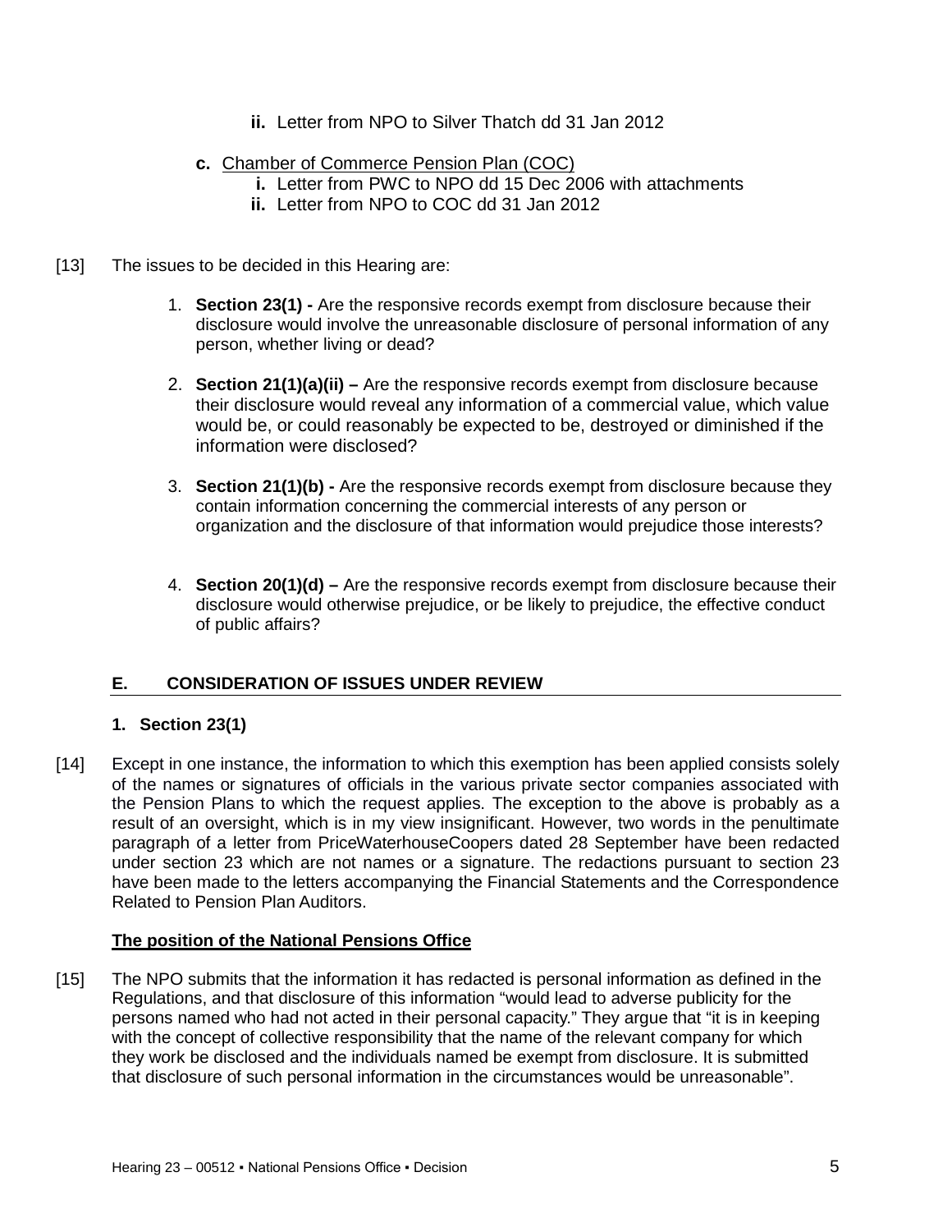ii. Letter from NPO to Silver Thatch dd 31 Jan 2012

c. <u>Chamber of Commerce Pension Plan (COC)</u>
   i. Letter from PWC to NPO dd 15 Dec 2006 with attachments
   ii. Letter from NPO to COC dd 31 Jan 2012

[13] The issues to be decided in this Hearing are:

1. **Section 23(1) -** Are the responsive records exempt from disclosure because their disclosure would involve the unreasonable disclosure of personal information of any person, whether living or dead?

2. **Section 21(1)(a)(ii) –** Are the responsive records exempt from disclosure because their disclosure would reveal any information of a commercial value, which value would be, or could reasonably be expected to be, destroyed or diminished if the information were disclosed?

3. **Section 21(1)(b) -** Are the responsive records exempt from disclosure because they contain information concerning the commercial interests of any person or organization and the disclosure of that information would prejudice those interests?

4. **Section 20(1)(d) –** Are the responsive records exempt from disclosure because their disclosure would otherwise prejudice, or be likely to prejudice, the effective conduct of public affairs?

## E. CONSIDERATION OF ISSUES UNDER REVIEW

### 1. Section 23(1)

[14] Except in one instance, the information to which this exemption has been applied consists solely of the names or signatures of officials in the various private sector companies associated with the Pension Plans to which the request applies. The exception to the above is probably as a result of an oversight, which is in my view insignificant. However, two words in the penultimate paragraph of a letter from PriceWaterhouseCoopers dated 28 September have been redacted under section 23 which are not names or a signature. The redactions pursuant to section 23 have been made to the letters accompanying the Financial Statements and the Correspondence Related to Pension Plan Auditors.

**<u>The position of the National Pensions Office</u>**

[15] The NPO submits that the information it has redacted is personal information as defined in the Regulations, and that disclosure of this information "would lead to adverse publicity for the persons named who had not acted in their personal capacity." They argue that "it is in keeping with the concept of collective responsibility that the name of the relevant company for which they work be disclosed and the individuals named be exempt from disclosure. It is submitted that disclosure of such personal information in the circumstances would be unreasonable".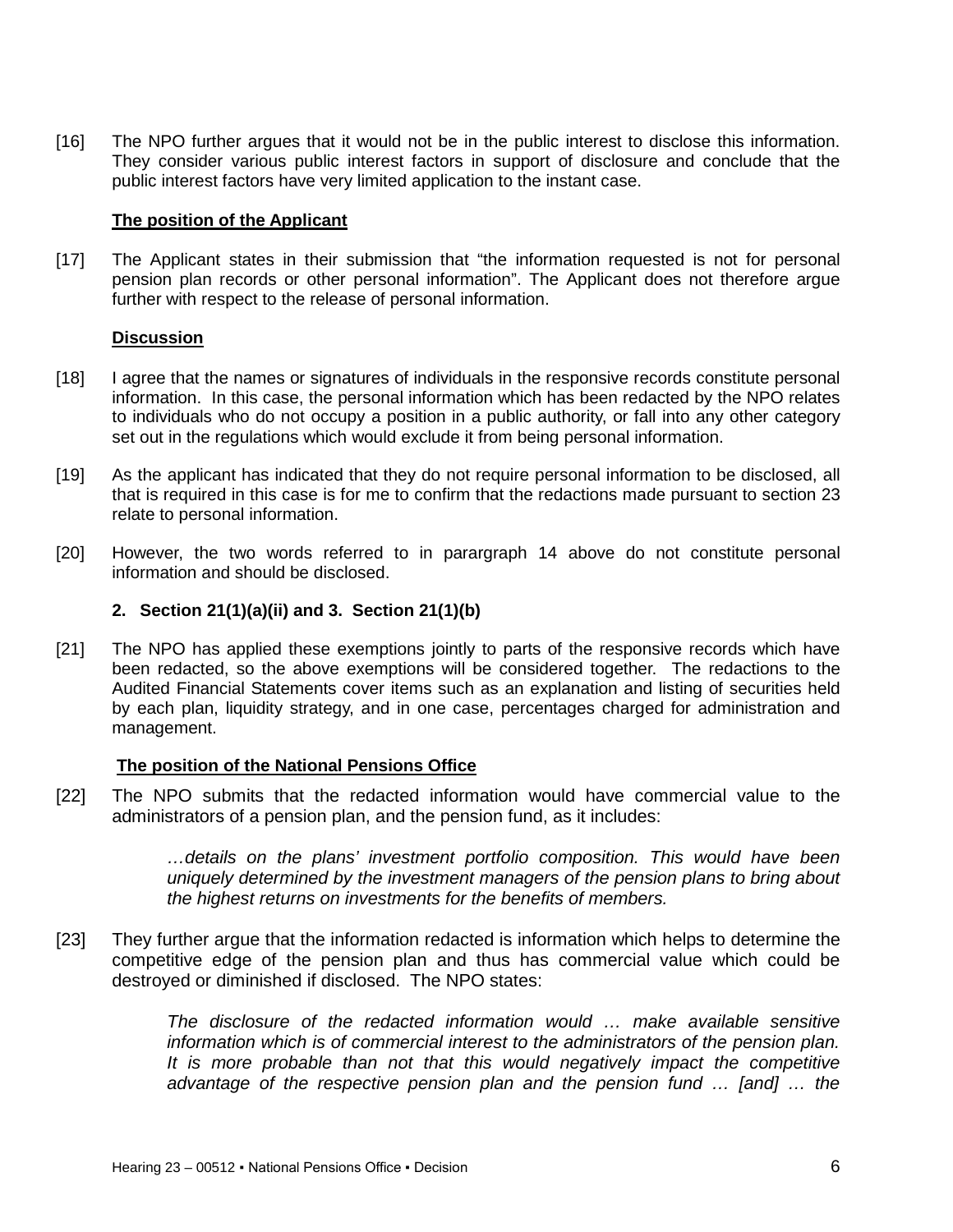[16] The NPO further argues that it would not be in the public interest to disclose this information. They consider various public interest factors in support of disclosure and conclude that the public interest factors have very limited application to the instant case.

**The position of the Applicant**

[17] The Applicant states in their submission that "the information requested is not for personal pension plan records or other personal information". The Applicant does not therefore argue further with respect to the release of personal information.

**Discussion**

[18] I agree that the names or signatures of individuals in the responsive records constitute personal information. In this case, the personal information which has been redacted by the NPO relates to individuals who do not occupy a position in a public authority, or fall into any other category set out in the regulations which would exclude it from being personal information.

[19] As the applicant has indicated that they do not require personal information to be disclosed, all that is required in this case is for me to confirm that the redactions made pursuant to section 23 relate to personal information.

[20] However, the two words referred to in parargraph 14 above do not constitute personal information and should be disclosed.

**2. Section 21(1)(a)(ii) and 3. Section 21(1)(b)**

[21] The NPO has applied these exemptions jointly to parts of the responsive records which have been redacted, so the above exemptions will be considered together. The redactions to the Audited Financial Statements cover items such as an explanation and listing of securities held by each plan, liquidity strategy, and in one case, percentages charged for administration and management.

**The position of the National Pensions Office**

[22] The NPO submits that the redacted information would have commercial value to the administrators of a pension plan, and the pension fund, as it includes:

> *…details on the plans' investment portfolio composition. This would have been uniquely determined by the investment managers of the pension plans to bring about the highest returns on investments for the benefits of members.*

[23] They further argue that the information redacted is information which helps to determine the competitive edge of the pension plan and thus has commercial value which could be destroyed or diminished if disclosed. The NPO states:

> *The disclosure of the redacted information would … make available sensitive information which is of commercial interest to the administrators of the pension plan. It is more probable than not that this would negatively impact the competitive advantage of the respective pension plan and the pension fund … [and] … the*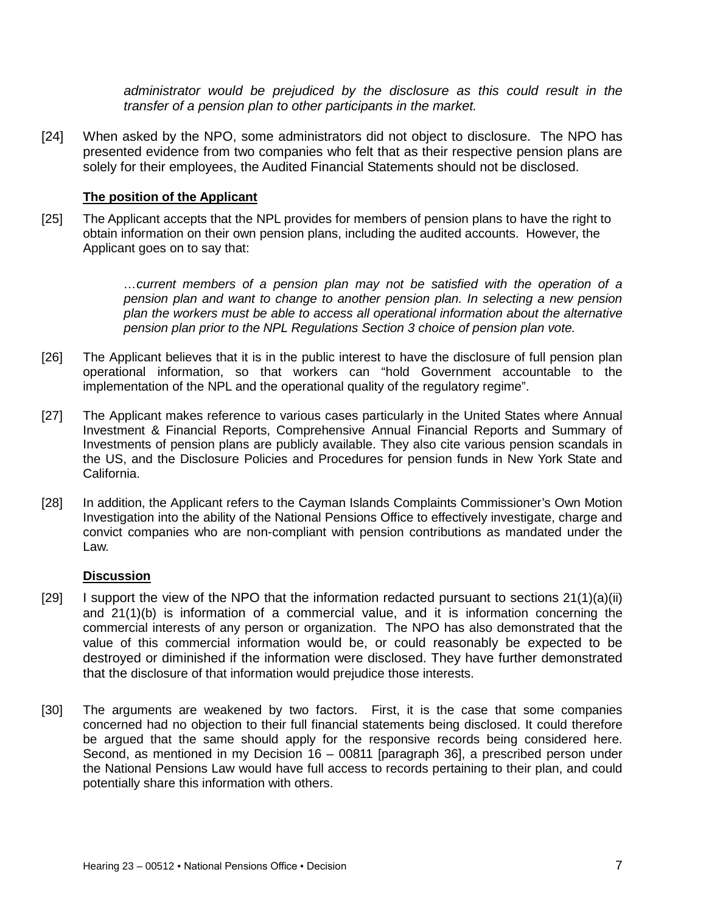> *administrator would be prejudiced by the disclosure as this could result in the transfer of a pension plan to other participants in the market.*

[24] When asked by the NPO, some administrators did not object to disclosure. The NPO has presented evidence from two companies who felt that as their respective pension plans are solely for their employees, the Audited Financial Statements should not be disclosed.

**The position of the Applicant**

[25] The Applicant accepts that the NPL provides for members of pension plans to have the right to obtain information on their own pension plans, including the audited accounts. However, the Applicant goes on to say that:

> *…current members of a pension plan may not be satisfied with the operation of a pension plan and want to change to another pension plan. In selecting a new pension plan the workers must be able to access all operational information about the alternative pension plan prior to the NPL Regulations Section 3 choice of pension plan vote.*

[26] The Applicant believes that it is in the public interest to have the disclosure of full pension plan operational information, so that workers can "hold Government accountable to the implementation of the NPL and the operational quality of the regulatory regime".

[27] The Applicant makes reference to various cases particularly in the United States where Annual Investment & Financial Reports, Comprehensive Annual Financial Reports and Summary of Investments of pension plans are publicly available. They also cite various pension scandals in the US, and the Disclosure Policies and Procedures for pension funds in New York State and California.

[28] In addition, the Applicant refers to the Cayman Islands Complaints Commissioner's Own Motion Investigation into the ability of the National Pensions Office to effectively investigate, charge and convict companies who are non-compliant with pension contributions as mandated under the Law.

**Discussion**

[29] I support the view of the NPO that the information redacted pursuant to sections 21(1)(a)(ii) and 21(1)(b) is information of a commercial value, and it is information concerning the commercial interests of any person or organization. The NPO has also demonstrated that the value of this commercial information would be, or could reasonably be expected to be destroyed or diminished if the information were disclosed. They have further demonstrated that the disclosure of that information would prejudice those interests.

[30] The arguments are weakened by two factors. First, it is the case that some companies concerned had no objection to their full financial statements being disclosed. It could therefore be argued that the same should apply for the responsive records being considered here. Second, as mentioned in my Decision 16 – 00811 [paragraph 36], a prescribed person under the National Pensions Law would have full access to records pertaining to their plan, and could potentially share this information with others.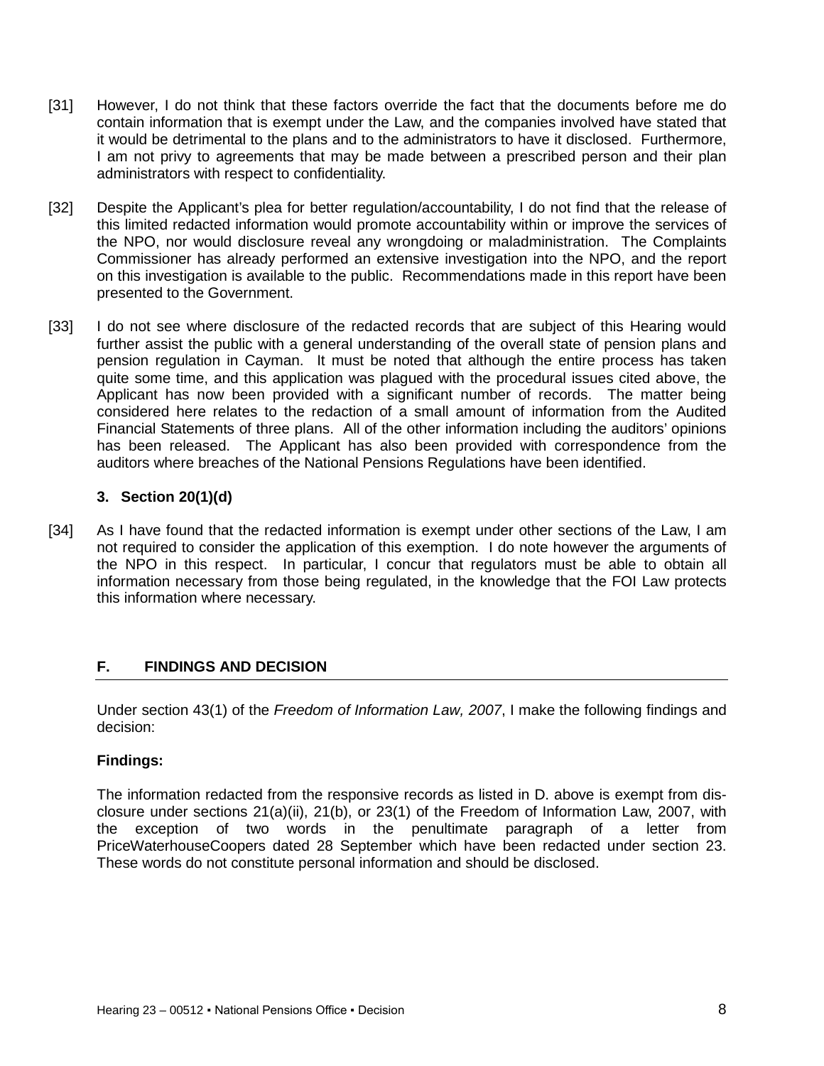[31] However, I do not think that these factors override the fact that the documents before me do contain information that is exempt under the Law, and the companies involved have stated that it would be detrimental to the plans and to the administrators to have it disclosed. Furthermore, I am not privy to agreements that may be made between a prescribed person and their plan administrators with respect to confidentiality.

[32] Despite the Applicant's plea for better regulation/accountability, I do not find that the release of this limited redacted information would promote accountability within or improve the services of the NPO, nor would disclosure reveal any wrongdoing or maladministration. The Complaints Commissioner has already performed an extensive investigation into the NPO, and the report on this investigation is available to the public. Recommendations made in this report have been presented to the Government.

[33] I do not see where disclosure of the redacted records that are subject of this Hearing would further assist the public with a general understanding of the overall state of pension plans and pension regulation in Cayman. It must be noted that although the entire process has taken quite some time, and this application was plagued with the procedural issues cited above, the Applicant has now been provided with a significant number of records. The matter being considered here relates to the redaction of a small amount of information from the Audited Financial Statements of three plans. All of the other information including the auditors' opinions has been released. The Applicant has also been provided with correspondence from the auditors where breaches of the National Pensions Regulations have been identified.

### 3. Section 20(1)(d)

[34] As I have found that the redacted information is exempt under other sections of the Law, I am not required to consider the application of this exemption. I do note however the arguments of the NPO in this respect. In particular, I concur that regulators must be able to obtain all information necessary from those being regulated, in the knowledge that the FOI Law protects this information where necessary.

## F. FINDINGS AND DECISION

Under section 43(1) of the *Freedom of Information Law, 2007*, I make the following findings and decision:

**Findings:**

The information redacted from the responsive records as listed in D. above is exempt from disclosure under sections 21(a)(ii), 21(b), or 23(1) of the Freedom of Information Law, 2007, with the exception of two words in the penultimate paragraph of a letter from PriceWaterhouseCoopers dated 28 September which have been redacted under section 23. These words do not constitute personal information and should be disclosed.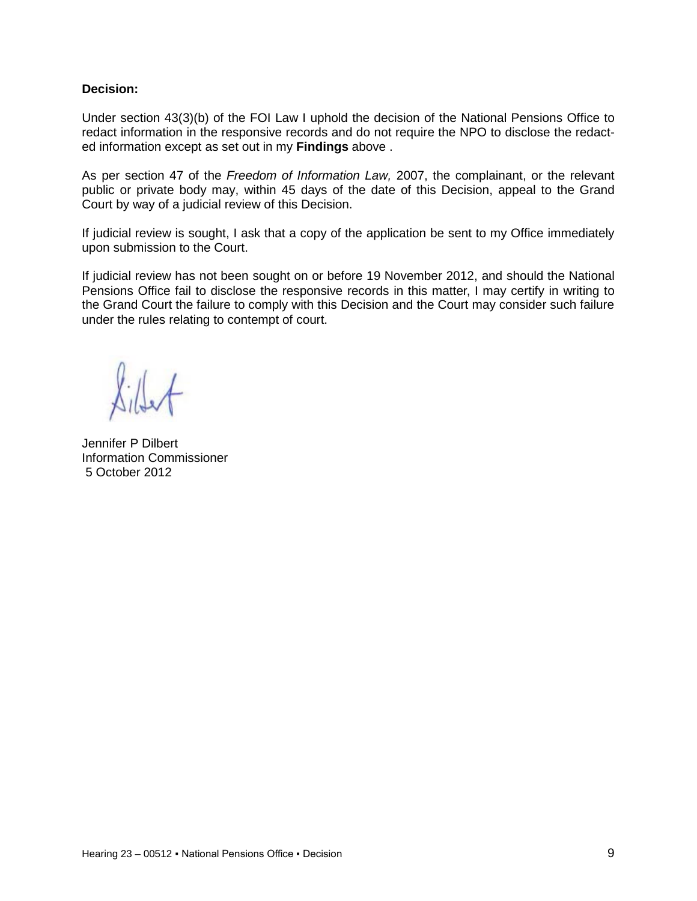**Decision:**

Under section 43(3)(b) of the FOI Law I uphold the decision of the National Pensions Office to redact information in the responsive records and do not require the NPO to disclose the redacted information except as set out in my **Findings** above .

As per section 47 of the *Freedom of Information Law,* 2007, the complainant, or the relevant public or private body may, within 45 days of the date of this Decision, appeal to the Grand Court by way of a judicial review of this Decision.

If judicial review is sought, I ask that a copy of the application be sent to my Office immediately upon submission to the Court.

If judicial review has not been sought on or before 19 November 2012, and should the National Pensions Office fail to disclose the responsive records in this matter, I may certify in writing to the Grand Court the failure to comply with this Decision and the Court may consider such failure under the rules relating to contempt of court.

Jennifer P Dilbert
Information Commissioner
5 October 2012